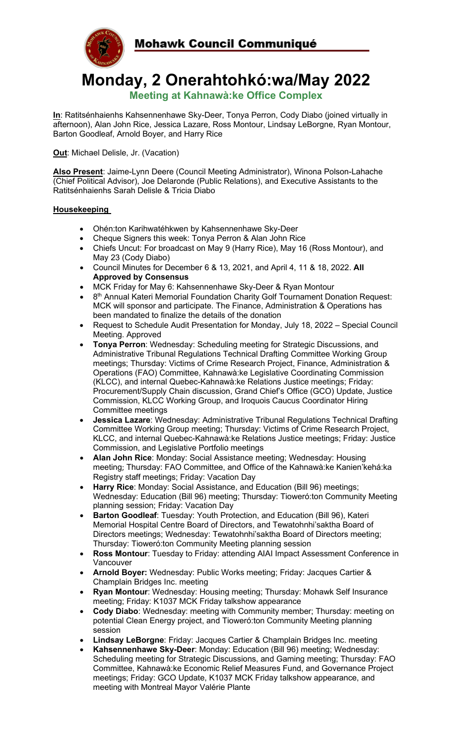# Mohawk Council Communiqué

# Monday, 2 Onerahtohkó:wa/May 2022

## Meeting at Kahnawà:ke Office Complex

**In**: Ratitsénhaienhs Kahsennenhawe Sky-Deer, Tonya Perron, Cody Diabo (joined virtually in afternoon), Alan John Rice, Jessica Lazare, Ross Montour, Lindsay LeBorgne, Ryan Montour, Barton Goodleaf, Arnold Boyer, and Harry Rice

**Out**: Michael Delisle, Jr. (Vacation)

**Also Present**: Jaime-Lynn Deere (Council Meeting Administrator), Winona Polson-Lahache (Chief Political Advisor), Joe Delaronde (Public Relations), and Executive Assistants to the Ratitsénhaienhs Sarah Delisle & Tricia Diabo

**Housekeeping**

- Ohén:ton Karihwatéhkwen by Kahsennenhawe Sky-Deer
- Cheque Signers this week: Tonya Perron & Alan John Rice
- Chiefs Uncut: For broadcast on May 9 (Harry Rice), May 16 (Ross Montour), and May 23 (Cody Diabo)
- Council Minutes for December 6 & 13, 2021, and April 4, 11 & 18, 2022. **All Approved by Consensus**
- MCK Friday for May 6: Kahsennenhawe Sky-Deer & Ryan Montour
- 8th Annual Kateri Memorial Foundation Charity Golf Tournament Donation Request: MCK will sponsor and participate. The Finance, Administration & Operations has been mandated to finalize the details of the donation
- Request to Schedule Audit Presentation for Monday, July 18, 2022 – Special Council Meeting. Approved
- **Tonya Perron**: Wednesday: Scheduling meeting for Strategic Discussions, and Administrative Tribunal Regulations Technical Drafting Committee Working Group meetings; Thursday: Victims of Crime Research Project, Finance, Administration & Operations (FAO) Committee, Kahnawà:ke Legislative Coordinating Commission (KLCC), and internal Quebec-Kahnawà:ke Relations Justice meetings; Friday: Procurement/Supply Chain discussion, Grand Chief's Office (GCO) Update, Justice Commission, KLCC Working Group, and Iroquois Caucus Coordinator Hiring Committee meetings
- **Jessica Lazare**: Wednesday: Administrative Tribunal Regulations Technical Drafting Committee Working Group meeting; Thursday: Victims of Crime Research Project, KLCC, and internal Quebec-Kahnawà:ke Relations Justice meetings; Friday: Justice Commission, and Legislative Portfolio meetings
- **Alan John Rice**: Monday: Social Assistance meeting; Wednesday: Housing meeting; Thursday: FAO Committee, and Office of the Kahnawà:ke Kanien'kehá:ka Registry staff meetings; Friday: Vacation Day
- **Harry Rice**: Monday: Social Assistance, and Education (Bill 96) meetings; Wednesday: Education (Bill 96) meeting; Thursday: Tioweró:ton Community Meeting planning session; Friday: Vacation Day
- **Barton Goodleaf**: Tuesday: Youth Protection, and Education (Bill 96), Kateri Memorial Hospital Centre Board of Directors, and Tewatohnhi'saktha Board of Directors meetings; Wednesday: Tewatohnhi'saktha Board of Directors meeting; Thursday: Tioweró:ton Community Meeting planning session
- **Ross Montour**: Tuesday to Friday: attending AIAI Impact Assessment Conference in Vancouver
- **Arnold Boyer:** Wednesday: Public Works meeting; Friday: Jacques Cartier & Champlain Bridges Inc. meeting
- **Ryan Montour**: Wednesday: Housing meeting; Thursday: Mohawk Self Insurance meeting; Friday: K1037 MCK Friday talkshow appearance
- **Cody Diabo**: Wednesday: meeting with Community member; Thursday: meeting on potential Clean Energy project, and Tioweró:ton Community Meeting planning session
- **Lindsay LeBorgne**: Friday: Jacques Cartier & Champlain Bridges Inc. meeting
- **Kahsennenhawe Sky-Deer**: Monday: Education (Bill 96) meeting; Wednesday: Scheduling meeting for Strategic Discussions, and Gaming meeting; Thursday: FAO Committee, Kahnawà:ke Economic Relief Measures Fund, and Governance Project meetings; Friday: GCO Update, K1037 MCK Friday talkshow appearance, and meeting with Montreal Mayor Valérie Plante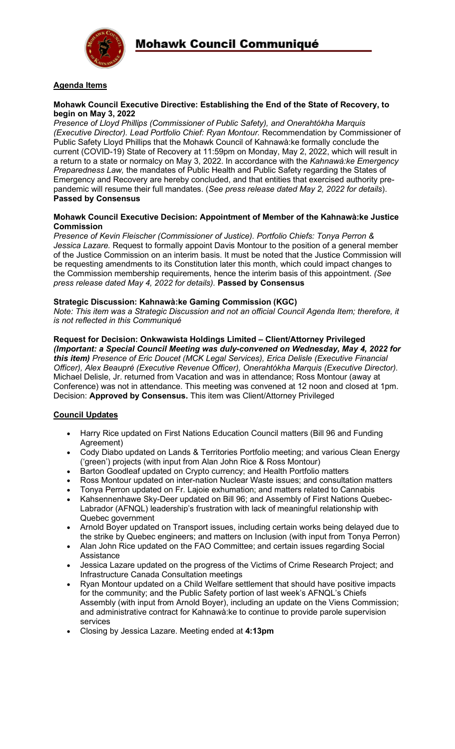## Agenda Items

### Mohawk Council Executive Directive: Establishing the End of the State of Recovery, to begin on May 3, 2022

*Presence of Lloyd Phillips (Commissioner of Public Safety), and Onerahtókha Marquis (Executive Director). Lead Portfolio Chief: Ryan Montour.* Recommendation by Commissioner of Public Safety Lloyd Phillips that the Mohawk Council of Kahnawà:ke formally conclude the current (COVID-19) State of Recovery at 11:59pm on Monday, May 2, 2022, which will result in a return to a state or normalcy on May 3, 2022. In accordance with the *Kahnawà:ke Emergency Preparedness Law,* the mandates of Public Health and Public Safety regarding the States of Emergency and Recovery are hereby concluded, and that entities that exercised authority pre-pandemic will resume their full mandates. (*See press release dated May 2, 2022 for details*). **Passed by Consensus**

### Mohawk Council Executive Decision: Appointment of Member of the Kahnawà:ke Justice Commission

*Presence of Kevin Fleischer (Commissioner of Justice). Portfolio Chiefs: Tonya Perron & Jessica Lazare.* Request to formally appoint Davis Montour to the position of a general member of the Justice Commission on an interim basis. It must be noted that the Justice Commission will be requesting amendments to its Constitution later this month, which could impact changes to the Commission membership requirements, hence the interim basis of this appointment. *(See press release dated May 4, 2022 for details).* **Passed by Consensus**

### Strategic Discussion: Kahnawà:ke Gaming Commission (KGC)

*Note: This item was a Strategic Discussion and not an official Council Agenda Item; therefore, it is not reflected in this Communiqué*

### Request for Decision: Onkwawista Holdings Limited – Client/Attorney Privileged

***(Important: a Special Council Meeting was duly-convened on Wednesday, May 4, 2022 for this item)*** *Presence of Eric Doucet (MCK Legal Services), Erica Delisle (Executive Financial Officer), Alex Beaupré (Executive Revenue Officer), Onerahtókha Marquis (Executive Director).* Michael Delisle, Jr. returned from Vacation and was in attendance; Ross Montour (away at Conference) was not in attendance. This meeting was convened at 12 noon and closed at 1pm. Decision: **Approved by Consensus.** This item was Client/Attorney Privileged

## Council Updates

- Harry Rice updated on First Nations Education Council matters (Bill 96 and Funding Agreement)
- Cody Diabo updated on Lands & Territories Portfolio meeting; and various Clean Energy ('green') projects (with input from Alan John Rice & Ross Montour)
- Barton Goodleaf updated on Crypto currency; and Health Portfolio matters
- Ross Montour updated on inter-nation Nuclear Waste issues; and consultation matters
- Tonya Perron updated on Fr. Lajoie exhumation; and matters related to Cannabis
- Kahsennenhawe Sky-Deer updated on Bill 96; and Assembly of First Nations Quebec-Labrador (AFNQL) leadership's frustration with lack of meaningful relationship with Quebec government
- Arnold Boyer updated on Transport issues, including certain works being delayed due to the strike by Quebec engineers; and matters on Inclusion (with input from Tonya Perron)
- Alan John Rice updated on the FAO Committee; and certain issues regarding Social Assistance
- Jessica Lazare updated on the progress of the Victims of Crime Research Project; and Infrastructure Canada Consultation meetings
- Ryan Montour updated on a Child Welfare settlement that should have positive impacts for the community; and the Public Safety portion of last week's AFNQL's Chiefs Assembly (with input from Arnold Boyer), including an update on the Viens Commission; and administrative contract for Kahnawà:ke to continue to provide parole supervision services
- Closing by Jessica Lazare. Meeting ended at **4:13pm**